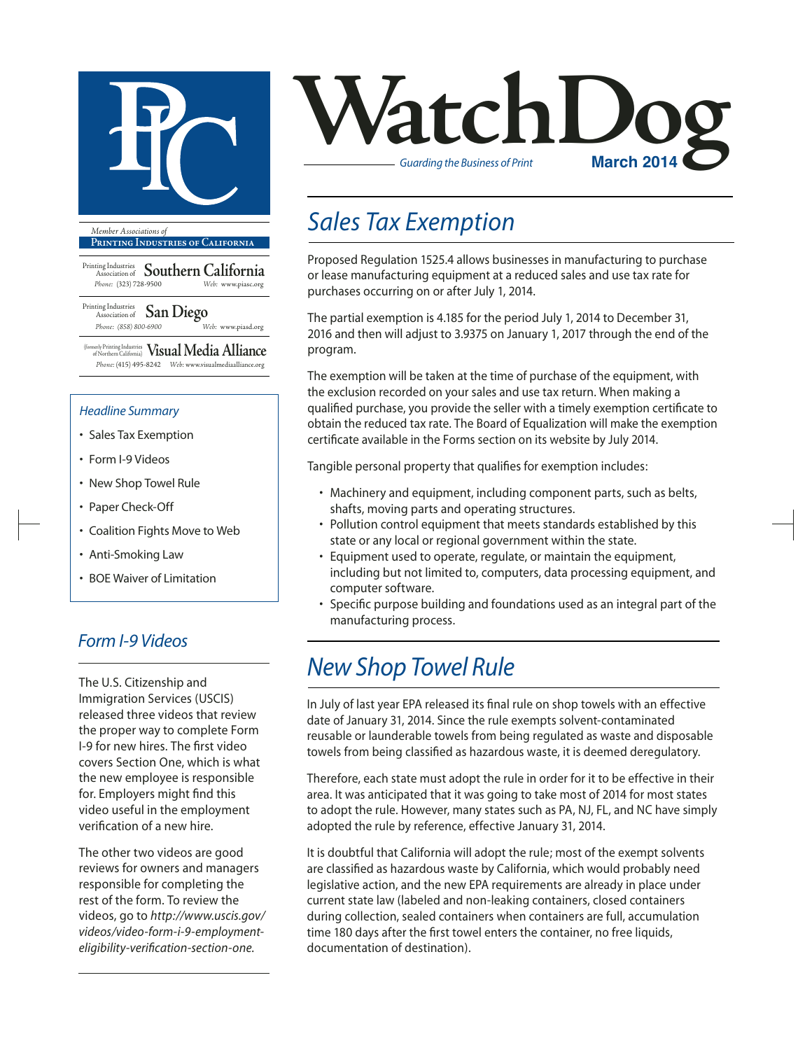# WatchDog

*Guarding the Business of Print*

**March 2014**

*Member Associations of*

**Printing Industries of California**

Printing Industries Association of **Southern California**
*Phone:* (323) 728-9500 *Web:* www.piasc.org

Printing Industries Association of **San Diego**
*Phone:* (858) 800-6900 *Web:* www.piasd.org

(formerly Printing Industries of Northern California) **Visual Media Alliance**
*Phone:* (415) 495-8242 *Web:* www.visualmediaalliance.org

### *Headline Summary*

- Sales Tax Exemption
- Form I-9 Videos
- New Shop Towel Rule
- Paper Check-Off
- Coalition Fights Move to Web
- Anti-Smoking Law
- BOE Waiver of Limitation

## *Sales Tax Exemption*

Proposed Regulation 1525.4 allows businesses in manufacturing to purchase or lease manufacturing equipment at a reduced sales and use tax rate for purchases occurring on or after July 1, 2014.

The partial exemption is 4.185 for the period July 1, 2014 to December 31, 2016 and then will adjust to 3.9375 on January 1, 2017 through the end of the program.

The exemption will be taken at the time of purchase of the equipment, with the exclusion recorded on your sales and use tax return. When making a qualified purchase, you provide the seller with a timely exemption certificate to obtain the reduced tax rate. The Board of Equalization will make the exemption certificate available in the Forms section on its website by July 2014.

Tangible personal property that qualifies for exemption includes:

- Machinery and equipment, including component parts, such as belts, shafts, moving parts and operating structures.
- Pollution control equipment that meets standards established by this state or any local or regional government within the state.
- Equipment used to operate, regulate, or maintain the equipment, including but not limited to, computers, data processing equipment, and computer software.
- Specific purpose building and foundations used as an integral part of the manufacturing process.

## *Form I-9 Videos*

The U.S. Citizenship and Immigration Services (USCIS) released three videos that review the proper way to complete Form I-9 for new hires. The first video covers Section One, which is what the new employee is responsible for. Employers might find this video useful in the employment verification of a new hire.

The other two videos are good reviews for owners and managers responsible for completing the rest of the form. To review the videos, go to *http://www.uscis.gov/videos/video-form-i-9-employment-eligibility-verification-section-one.*

## *New Shop Towel Rule*

In July of last year EPA released its final rule on shop towels with an effective date of January 31, 2014. Since the rule exempts solvent-contaminated reusable or launderable towels from being regulated as waste and disposable towels from being classified as hazardous waste, it is deemed deregulatory.

Therefore, each state must adopt the rule in order for it to be effective in their area. It was anticipated that it was going to take most of 2014 for most states to adopt the rule. However, many states such as PA, NJ, FL, and NC have simply adopted the rule by reference, effective January 31, 2014.

It is doubtful that California will adopt the rule; most of the exempt solvents are classified as hazardous waste by California, which would probably need legislative action, and the new EPA requirements are already in place under current state law (labeled and non-leaking containers, closed containers during collection, sealed containers when containers are full, accumulation time 180 days after the first towel enters the container, no free liquids, documentation of destination).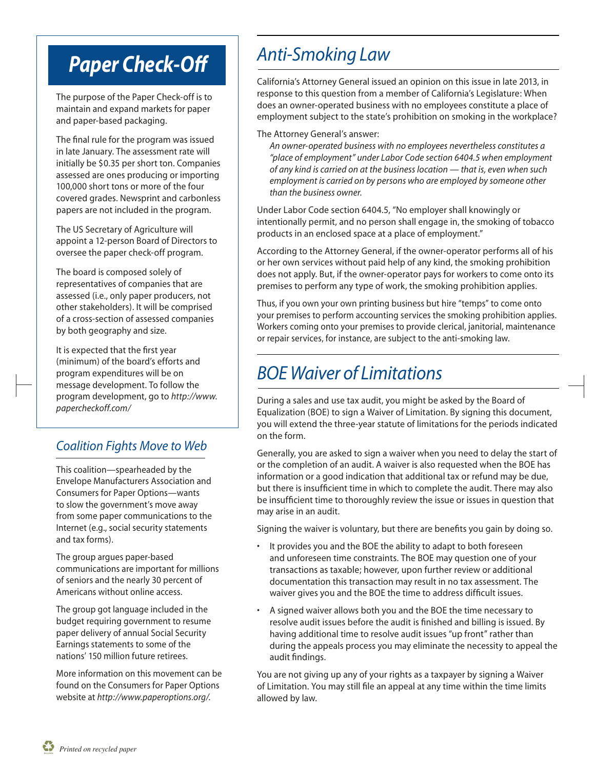## Paper Check-Off

The purpose of the Paper Check-off is to maintain and expand markets for paper and paper-based packaging.

The final rule for the program was issued in late January. The assessment rate will initially be $0.35 per short ton. Companies assessed are ones producing or importing 100,000 short tons or more of the four covered grades. Newsprint and carbonless papers are not included in the program.

The US Secretary of Agriculture will appoint a 12-person Board of Directors to oversee the paper check-off program.

The board is composed solely of representatives of companies that are assessed (i.e., only paper producers, not other stakeholders). It will be comprised of a cross-section of assessed companies by both geography and size.

It is expected that the first year (minimum) of the board's efforts and program expenditures will be on message development. To follow the program development, go to *http://www.papercheckoff.com/*

### Coalition Fights Move to Web

This coalition—spearheaded by the Envelope Manufacturers Association and Consumers for Paper Options—wants to slow the government's move away from some paper communications to the Internet (e.g., social security statements and tax forms).

The group argues paper-based communications are important for millions of seniors and the nearly 30 percent of Americans without online access.

The group got language included in the budget requiring government to resume paper delivery of annual Social Security Earnings statements to some of the nations' 150 million future retirees.

More information on this movement can be found on the Consumers for Paper Options website at *http://www.paperoptions.org/*.

## Anti-Smoking Law

California's Attorney General issued an opinion on this issue in late 2013, in response to this question from a member of California's Legislature: When does an owner-operated business with no employees constitute a place of employment subject to the state's prohibition on smoking in the workplace?

The Attorney General's answer:

> *An owner-operated business with no employees nevertheless constitutes a "place of employment" under Labor Code section 6404.5 when employment of any kind is carried on at the business location — that is, even when such employment is carried on by persons who are employed by someone other than the business owner.*

Under Labor Code section 6404.5, "No employer shall knowingly or intentionally permit, and no person shall engage in, the smoking of tobacco products in an enclosed space at a place of employment."

According to the Attorney General, if the owner-operator performs all of his or her own services without paid help of any kind, the smoking prohibition does not apply. But, if the owner-operator pays for workers to come onto its premises to perform any type of work, the smoking prohibition applies.

Thus, if you own your own printing business but hire "temps" to come onto your premises to perform accounting services the smoking prohibition applies. Workers coming onto your premises to provide clerical, janitorial, maintenance or repair services, for instance, are subject to the anti-smoking law.

## BOE Waiver of Limitations

During a sales and use tax audit, you might be asked by the Board of Equalization (BOE) to sign a Waiver of Limitation. By signing this document, you will extend the three-year statute of limitations for the periods indicated on the form.

Generally, you are asked to sign a waiver when you need to delay the start of or the completion of an audit. A waiver is also requested when the BOE has information or a good indication that additional tax or refund may be due, but there is insufficient time in which to complete the audit. There may also be insufficient time to thoroughly review the issue or issues in question that may arise in an audit.

Signing the waiver is voluntary, but there are benefits you gain by doing so.

- It provides you and the BOE the ability to adapt to both foreseen and unforeseen time constraints. The BOE may question one of your transactions as taxable; however, upon further review or additional documentation this transaction may result in no tax assessment. The waiver gives you and the BOE the time to address difficult issues.
- A signed waiver allows both you and the BOE the time necessary to resolve audit issues before the audit is finished and billing is issued. By having additional time to resolve audit issues "up front" rather than during the appeals process you may eliminate the necessity to appeal the audit findings.

You are not giving up any of your rights as a taxpayer by signing a Waiver of Limitation. You may still file an appeal at any time within the time limits allowed by law.

*Printed on recycled paper*